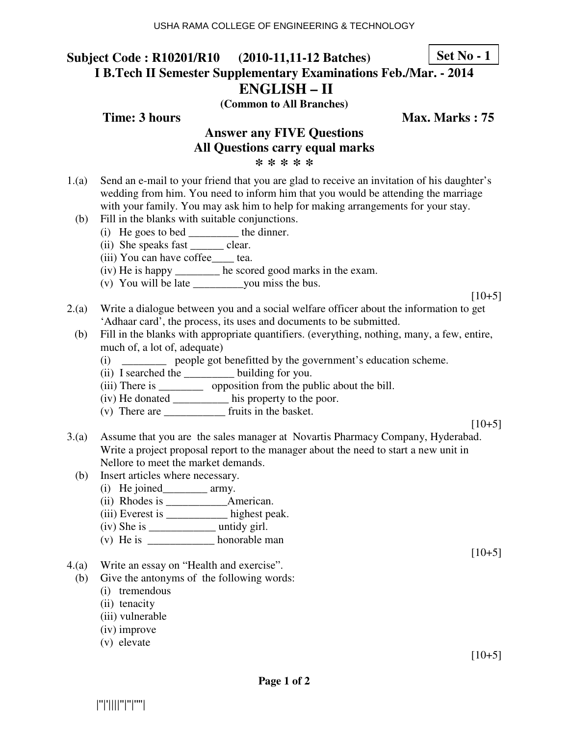USHA RAMA COLLEGE OF ENGINEERING & TECHNOLOGY

**Subject Code : R10201/R10 (2010-11,11-12 Batches)** **Set No - 1**

**I B.Tech II Semester Supplementary Examinations Feb./Mar. - 2014**

# ENGLISH – II

**(Common to All Branches)**

**Time: 3 hours** **Max. Marks : 75**

**Answer any FIVE Questions**
**All Questions carry equal marks**
**\* \* \* \* \***

1.(a) Send an e-mail to your friend that you are glad to receive an invitation of his daughter's wedding from him. You need to inform him that you would be attending the marriage with your family. You may ask him to help for making arrangements for your stay.

(b) Fill in the blanks with suitable conjunctions.
(i) He goes to bed _________ the dinner.
(ii) She speaks fast ______ clear.
(iii) You can have coffee____ tea.
(iv) He is happy ________ he scored good marks in the exam.
(v) You will be late _________you miss the bus.

[10+5]

2.(a) Write a dialogue between you and a social welfare officer about the information to get 'Adhaar card', the process, its uses and documents to be submitted.

(b) Fill in the blanks with appropriate quantifiers. (everything, nothing, many, a few, entire, much of, a lot of, adequate)
(i) ________ people got benefitted by the government's education scheme.
(ii) I searched the _________ building for you.
(iii) There is ________ opposition from the public about the bill.
(iv) He donated __________ his property to the poor.
(v) There are ___________ fruits in the basket.

[10+5]

3.(a) Assume that you are the sales manager at Novartis Pharmacy Company, Hyderabad. Write a project proposal report to the manager about the need to start a new unit in Nellore to meet the market demands.

(b) Insert articles where necessary.
(i) He joined________ army.
(ii) Rhodes is ___________American.
(iii) Everest is ___________ highest peak.
(iv) She is ____________ untidy girl.
(v) He is ____________ honorable man

[10+5]

4.(a) Write an essay on "Health and exercise".

(b) Give the antonyms of the following words:
(i) tremendous
(ii) tenacity
(iii) vulnerable
(iv) improve
(v) elevate

[10+5]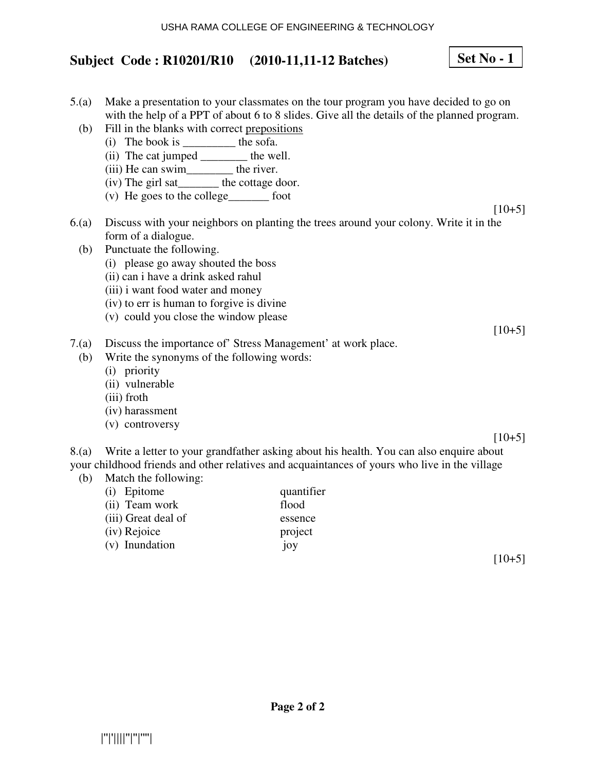**Subject Code : R10201/R10 (2010-11,11-12 Batches)** **Set No - 1**

5.(a) Make a presentation to your classmates on the tour program you have decided to go on with the help of a PPT of about 6 to 8 slides. Give all the details of the planned program.

(b) Fill in the blanks with correct <u>prepositions</u>

(i) The book is _________ the sofa.
(ii) The cat jumped ________ the well.
(iii) He can swim________ the river.
(iv) The girl sat_______ the cottage door.
(v) He goes to the college_______ foot

[10+5]

6.(a) Discuss with your neighbors on planting the trees around your colony. Write it in the form of a dialogue.

(b) Punctuate the following.

(i) please go away shouted the boss
(ii) can i have a drink asked rahul
(iii) i want food water and money
(iv) to err is human to forgive is divine
(v) could you close the window please

[10+5]

7.(a) Discuss the importance of' Stress Management' at work place.

(b) Write the synonyms of the following words:

(i) priority
(ii) vulnerable
(iii) froth
(iv) harassment
(v) controversy

[10+5]

8.(a) Write a letter to your grandfather asking about his health. You can also enquire about your childhood friends and other relatives and acquaintances of yours who live in the village

(b) Match the following:

| | |
|---|---|
| (i) Epitome | quantifier |
| (ii) Team work | flood |
| (iii) Great deal of | essence |
| (iv) Rejoice | project |
| (v) Inundation | joy |

[10+5]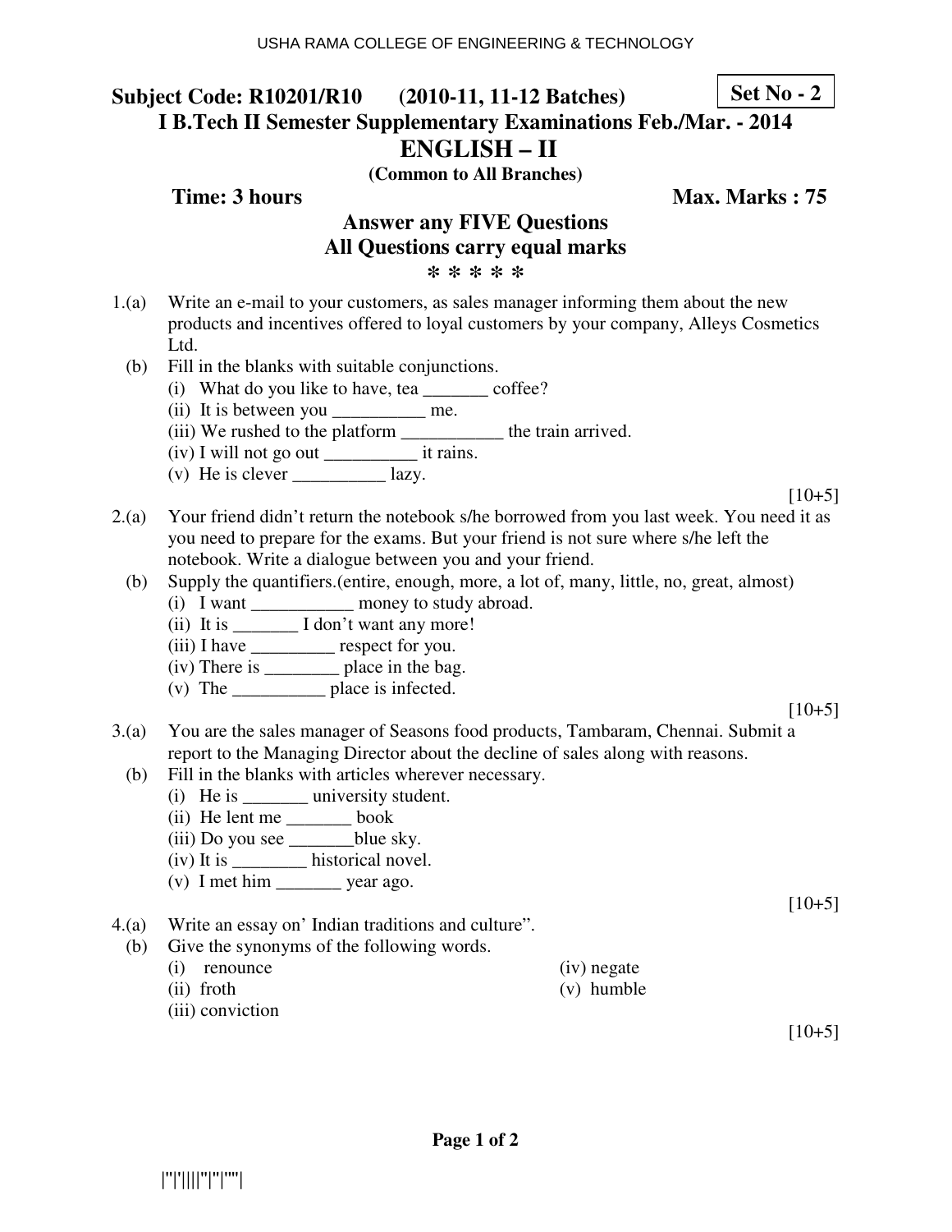**Subject Code: R10201/R10 (2010-11, 11-12 Batches)** **Set No - 2**

**I B.Tech II Semester Supplementary Examinations Feb./Mar. - 2014**

# ENGLISH – II

**(Common to All Branches)**

**Time: 3 hours** **Max. Marks : 75**

**Answer any FIVE Questions**
**All Questions carry equal marks**

**\* \* \* \* \***

1.(a) Write an e-mail to your customers, as sales manager informing them about the new products and incentives offered to loyal customers by your company, Alleys Cosmetics Ltd.

(b) Fill in the blanks with suitable conjunctions.
   (i) What do you like to have, tea _______ coffee?
   (ii) It is between you __________ me.
   (iii) We rushed to the platform ___________ the train arrived.
   (iv) I will not go out __________ it rains.
   (v) He is clever __________ lazy.

[10+5]

2.(a) Your friend didn't return the notebook s/he borrowed from you last week. You need it as you need to prepare for the exams. But your friend is not sure where s/he left the notebook. Write a dialogue between you and your friend.

(b) Supply the quantifiers.(entire, enough, more, a lot of, many, little, no, great, almost)
   (i) I want ___________ money to study abroad.
   (ii) It is _______ I don't want any more!
   (iii) I have _________ respect for you.
   (iv) There is ________ place in the bag.
   (v) The __________ place is infected.

[10+5]

3.(a) You are the sales manager of Seasons food products, Tambaram, Chennai. Submit a report to the Managing Director about the decline of sales along with reasons.

(b) Fill in the blanks with articles wherever necessary.
   (i) He is _______ university student.
   (ii) He lent me _______ book
   (iii) Do you see _______blue sky.
   (iv) It is ________ historical novel.
   (v) I met him _______ year ago.

[10+5]

4.(a) Write an essay on' Indian traditions and culture".

(b) Give the synonyms of the following words.
   (i) renounce
   (ii) froth
   (iii) conviction
   (iv) negate
   (v) humble

[10+5]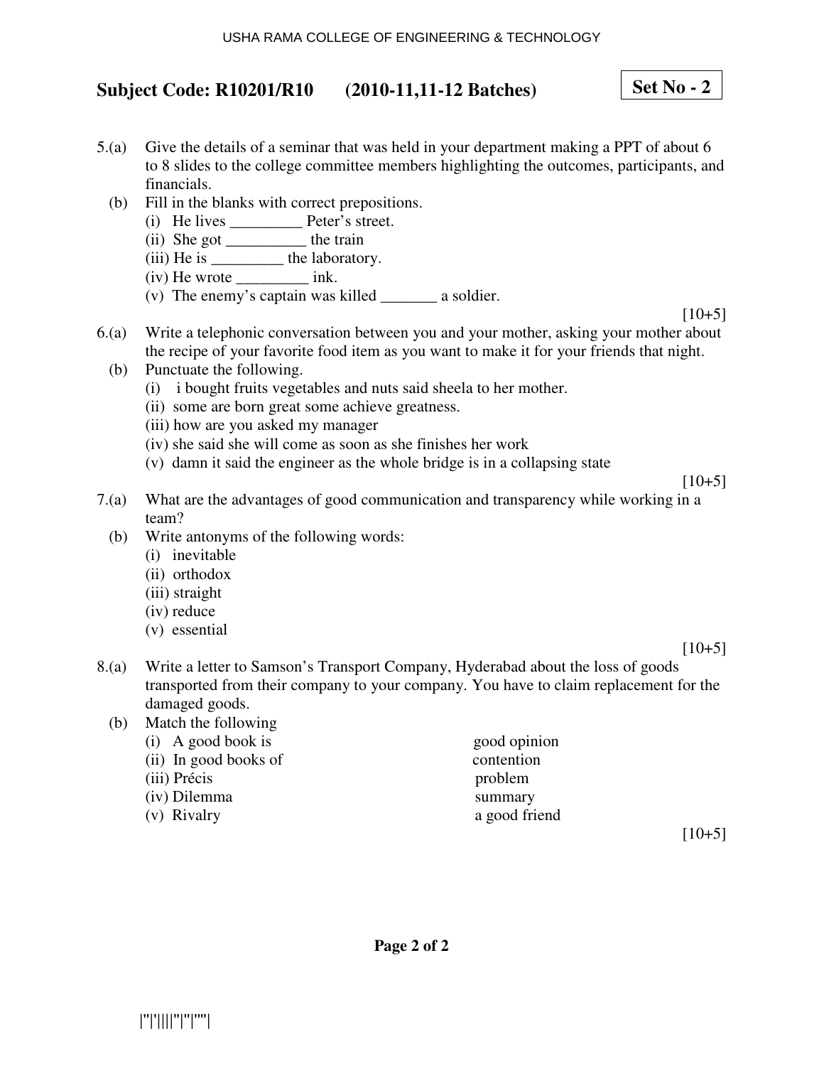## Subject Code: R10201/R10 (2010-11,11-12 Batches)

**Set No - 2**

5.(a) Give the details of a seminar that was held in your department making a PPT of about 6 to 8 slides to the college committee members highlighting the outcomes, participants, and financials.

(b) Fill in the blanks with correct prepositions.

(i) He lives _________ Peter's street.
(ii) She got __________ the train
(iii) He is _________ the laboratory.
(iv) He wrote _________ ink.
(v) The enemy's captain was killed _______ a soldier.

[10+5]

6.(a) Write a telephonic conversation between you and your mother, asking your mother about the recipe of your favorite food item as you want to make it for your friends that night.

(b) Punctuate the following.

(i) i bought fruits vegetables and nuts said sheela to her mother.
(ii) some are born great some achieve greatness.
(iii) how are you asked my manager
(iv) she said she will come as soon as she finishes her work
(v) damn it said the engineer as the whole bridge is in a collapsing state

[10+5]

7.(a) What are the advantages of good communication and transparency while working in a team?

(b) Write antonyms of the following words:

(i) inevitable
(ii) orthodox
(iii) straight
(iv) reduce
(v) essential

[10+5]

8.(a) Write a letter to Samson's Transport Company, Hyderabad about the loss of goods transported from their company to your company. You have to claim replacement for the damaged goods.

(b) Match the following

| | |
|---|---|
| (i) A good book is | good opinion |
| (ii) In good books of | contention |
| (iii) Précis | problem |
| (iv) Dilemma | summary |
| (v) Rivalry | a good friend |

[10+5]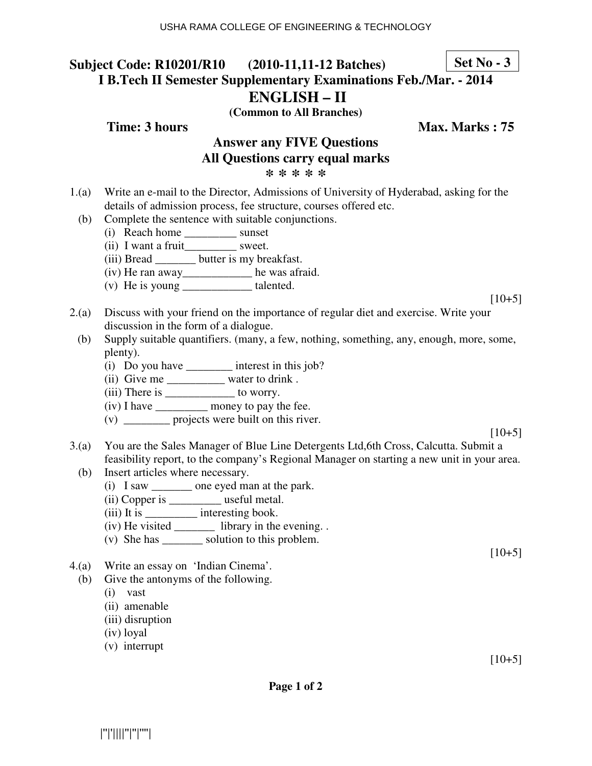Subject Code: R10201/R10 (2010-11,11-12 Batches) **Set No - 3**

**I B.Tech II Semester Supplementary Examinations Feb./Mar. - 2014**

# ENGLISH – II

**(Common to All Branches)**

**Time: 3 hours** **Max. Marks : 75**

**Answer any FIVE Questions**
**All Questions carry equal marks**

\* \* \* \* \*

1.(a) Write an e-mail to the Director, Admissions of University of Hyderabad, asking for the details of admission process, fee structure, courses offered etc.

(b) Complete the sentence with suitable conjunctions.
- (i) Reach home _________ sunset
- (ii) I want a fruit_________ sweet.
- (iii) Bread _______ butter is my breakfast.
- (iv) He ran away____________ he was afraid.
- (v) He is young ____________ talented.

[10+5]

2.(a) Discuss with your friend on the importance of regular diet and exercise. Write your discussion in the form of a dialogue.

(b) Supply suitable quantifiers. (many, a few, nothing, something, any, enough, more, some, plenty).
- (i) Do you have ________ interest in this job?
- (ii) Give me __________ water to drink .
- (iii) There is ____________ to worry.
- (iv) I have _________ money to pay the fee.
- (v) ________ projects were built on this river.

[10+5]

3.(a) You are the Sales Manager of Blue Line Detergents Ltd,6th Cross, Calcutta. Submit a feasibility report, to the company's Regional Manager on starting a new unit in your area.

(b) Insert articles where necessary.
- (i) I saw _______ one eyed man at the park.
- (ii) Copper is _________ useful metal.
- (iii) It is _________ interesting book.
- (iv) He visited _______ library in the evening. .
- (v) She has _______ solution to this problem.

[10+5]

4.(a) Write an essay on 'Indian Cinema'.

(b) Give the antonyms of the following.
- (i) vast
- (ii) amenable
- (iii) disruption
- (iv) loyal
- (v) interrupt

[10+5]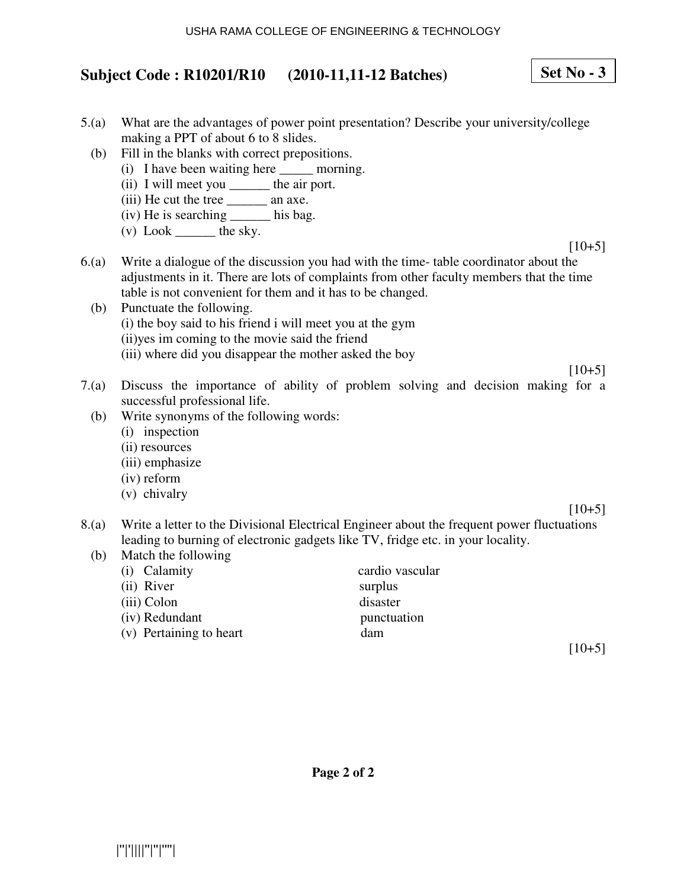**Subject Code : R10201/R10 (2010-11,11-12 Batches)** **Set No - 3**

5.(a) What are the advantages of power point presentation? Describe your university/college making a PPT of about 6 to 8 slides.

(b) Fill in the blanks with correct prepositions.

(i) I have been waiting here _____ morning.
(ii) I will meet you ______ the air port.
(iii) He cut the tree ______ an axe.
(iv) He is searching ______ his bag.
(v) Look ______ the sky.

[10+5]

6.(a) Write a dialogue of the discussion you had with the time- table coordinator about the adjustments in it. There are lots of complaints from other faculty members that the time table is not convenient for them and it has to be changed.

(b) Punctuate the following.

(i) the boy said to his friend i will meet you at the gym
(ii)yes im coming to the movie said the friend
(iii) where did you disappear the mother asked the boy

[10+5]

7.(a) Discuss the importance of ability of problem solving and decision making for a successful professional life.

(b) Write synonyms of the following words:

(i) inspection
(ii) resources
(iii) emphasize
(iv) reform
(v) chivalry

[10+5]

8.(a) Write a letter to the Divisional Electrical Engineer about the frequent power fluctuations leading to burning of electronic gadgets like TV, fridge etc. in your locality.

(b) Match the following

| | |
|---|---|
| (i) Calamity | cardio vascular |
| (ii) River | surplus |
| (iii) Colon | disaster |
| (iv) Redundant | punctuation |
| (v) Pertaining to heart | dam |

[10+5]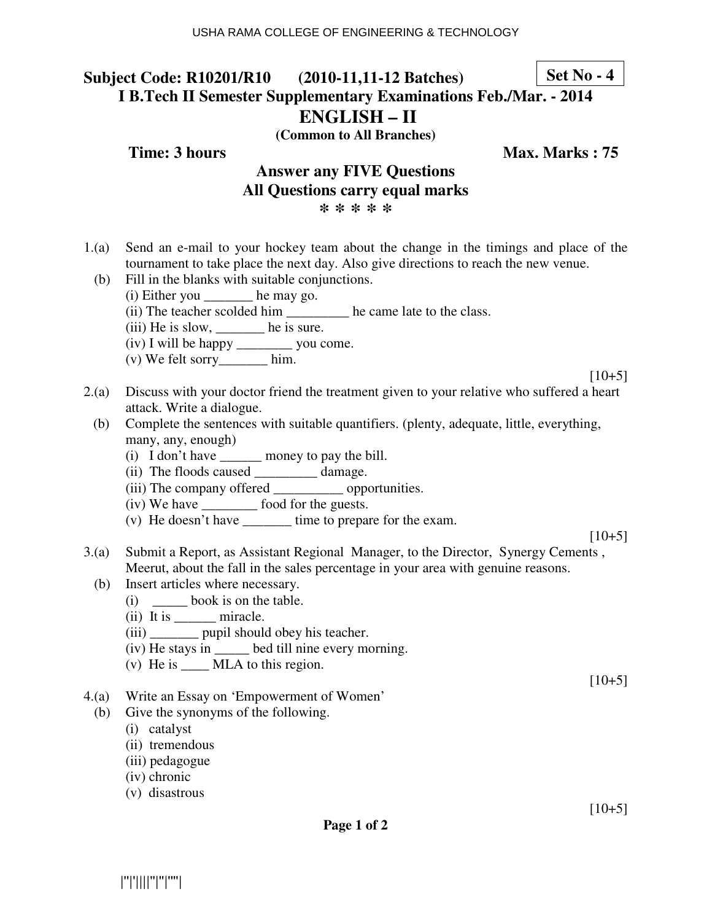Subject Code: R10201/R10 (2010-11,11-12 Batches) **Set No - 4**

# I B.Tech II Semester Supplementary Examinations Feb./Mar. - 2014

## ENGLISH – II

**(Common to All Branches)**

**Time: 3 hours** **Max. Marks : 75**

**Answer any FIVE Questions**
**All Questions carry equal marks**
**\* \* \* \* \***

1.(a) Send an e-mail to your hockey team about the change in the timings and place of the tournament to take place the next day. Also give directions to reach the new venue.

(b) Fill in the blanks with suitable conjunctions.
(i) Either you _______ he may go.
(ii) The teacher scolded him _________ he came late to the class.
(iii) He is slow, _______ he is sure.
(iv) I will be happy ________ you come.
(v) We felt sorry_______ him.

[10+5]

2.(a) Discuss with your doctor friend the treatment given to your relative who suffered a heart attack. Write a dialogue.

(b) Complete the sentences with suitable quantifiers. (plenty, adequate, little, everything, many, any, enough)
(i) I don't have ______ money to pay the bill.
(ii) The floods caused _________ damage.
(iii) The company offered __________ opportunities.
(iv) We have ________ food for the guests.
(v) He doesn't have _______ time to prepare for the exam.

[10+5]

3.(a) Submit a Report, as Assistant Regional Manager, to the Director, Synergy Cements , Meerut, about the fall in the sales percentage in your area with genuine reasons.

(b) Insert articles where necessary.
(i) _____ book is on the table.
(ii) It is ______ miracle.
(iii) _______ pupil should obey his teacher.
(iv) He stays in _____ bed till nine every morning.
(v) He is ____ MLA to this region.

[10+5]

4.(a) Write an Essay on 'Empowerment of Women'

(b) Give the synonyms of the following.
(i) catalyst
(ii) tremendous
(iii) pedagogue
(iv) chronic
(v) disastrous

[10+5]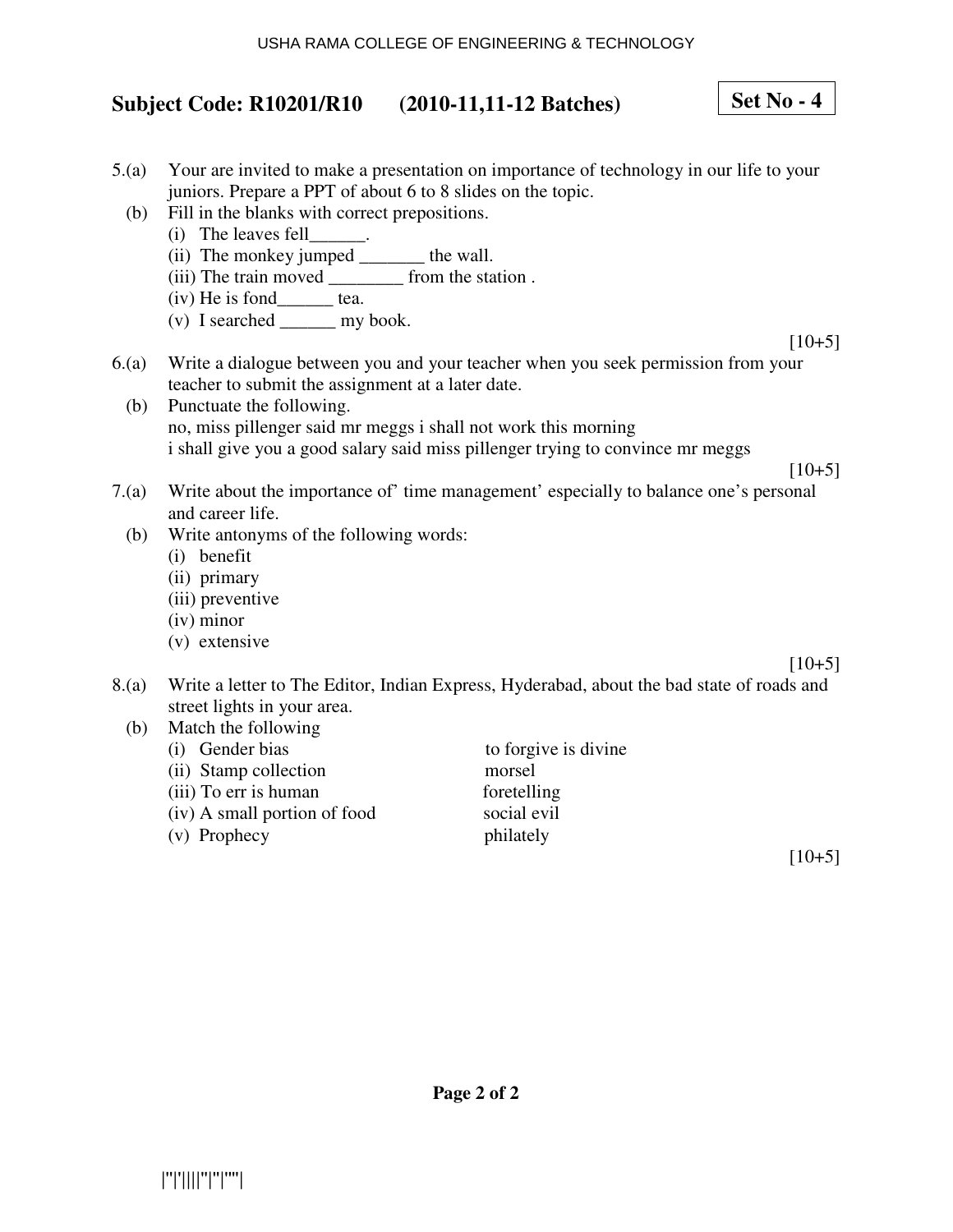**Subject Code: R10201/R10 (2010-11,11-12 Batches)** **Set No - 4**

5.(a) Your are invited to make a presentation on importance of technology in our life to your juniors. Prepare a PPT of about 6 to 8 slides on the topic.

(b) Fill in the blanks with correct prepositions.

(i) The leaves fell______.
(ii) The monkey jumped _______ the wall.
(iii) The train moved ________ from the station .
(iv) He is fond______ tea.
(v) I searched ______ my book.

[10+5]

6.(a) Write a dialogue between you and your teacher when you seek permission from your teacher to submit the assignment at a later date.

(b) Punctuate the following.

no, miss pillenger said mr meggs i shall not work this morning
i shall give you a good salary said miss pillenger trying to convince mr meggs

[10+5]

7.(a) Write about the importance of' time management' especially to balance one's personal and career life.

(b) Write antonyms of the following words:

(i) benefit
(ii) primary
(iii) preventive
(iv) minor
(v) extensive

[10+5]

8.(a) Write a letter to The Editor, Indian Express, Hyderabad, about the bad state of roads and street lights in your area.

(b) Match the following

| | |
|---|---|
| (i) Gender bias | to forgive is divine |
| (ii) Stamp collection | morsel |
| (iii) To err is human | foretelling |
| (iv) A small portion of food | social evil |
| (v) Prophecy | philately |

[10+5]